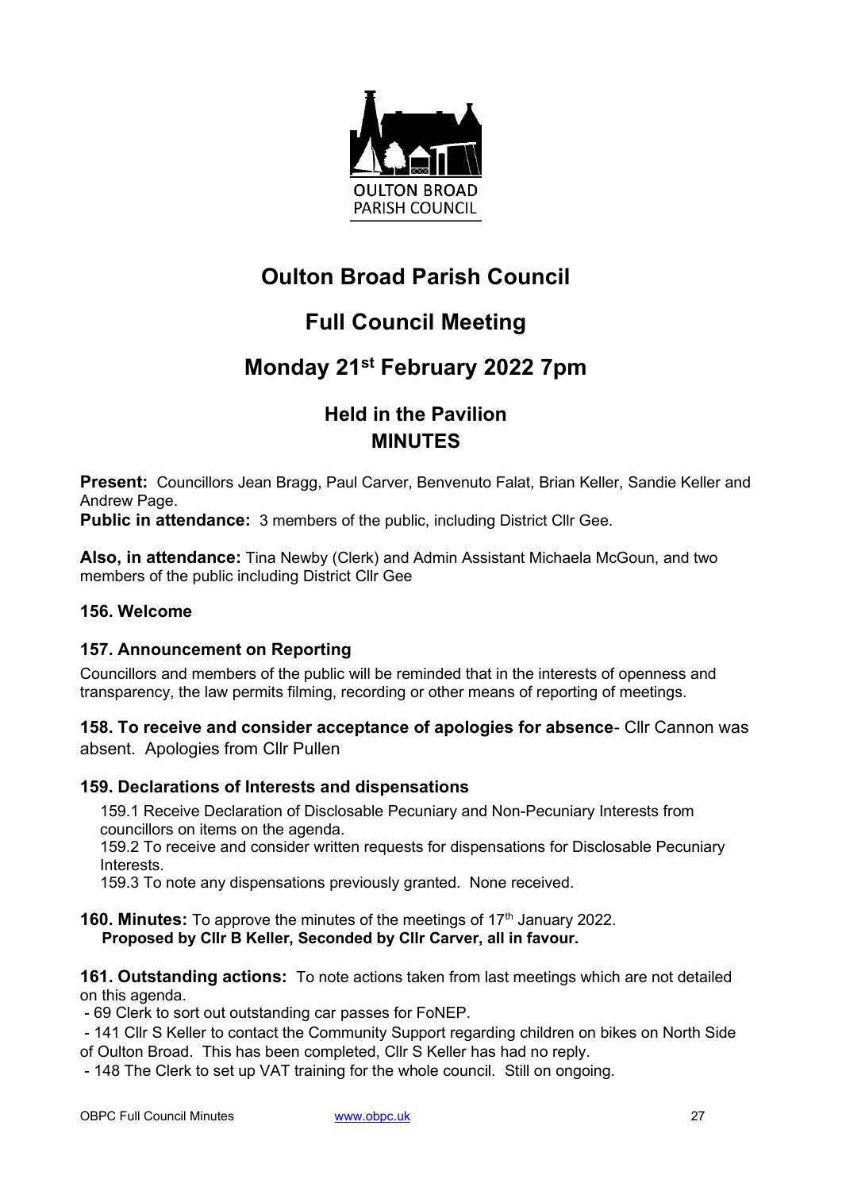OULTON BROAD
PARISH COUNCIL

# Oulton Broad Parish Council

## Full Council Meeting

## Monday 21st February 2022 7pm

### Held in the Pavilion
### MINUTES

**Present:** Councillors Jean Bragg, Paul Carver, Benvenuto Falat, Brian Keller, Sandie Keller and Andrew Page.
**Public in attendance:** 3 members of the public, including District Cllr Gee.

**Also, in attendance:** Tina Newby (Clerk) and Admin Assistant Michaela McGoun, and two members of the public including District Cllr Gee

### 156. Welcome

### 157. Announcement on Reporting

Councillors and members of the public will be reminded that in the interests of openness and transparency, the law permits filming, recording or other means of reporting of meetings.

**158. To receive and consider acceptance of apologies for absence**- Cllr Cannon was absent. Apologies from Cllr Pullen

### 159. Declarations of Interests and dispensations

159.1 Receive Declaration of Disclosable Pecuniary and Non-Pecuniary Interests from councillors on items on the agenda.
159.2 To receive and consider written requests for dispensations for Disclosable Pecuniary Interests.
159.3 To note any dispensations previously granted. None received.

**160. Minutes:** To approve the minutes of the meetings of 17th January 2022.
**Proposed by Cllr B Keller, Seconded by Cllr Carver, all in favour.**

**161. Outstanding actions:** To note actions taken from last meetings which are not detailed on this agenda.

- 69 Clerk to sort out outstanding car passes for FoNEP.
- 141 Cllr S Keller to contact the Community Support regarding children on bikes on North Side of Oulton Broad. This has been completed, Cllr S Keller has had no reply.
- 148 The Clerk to set up VAT training for the whole council. Still on ongoing.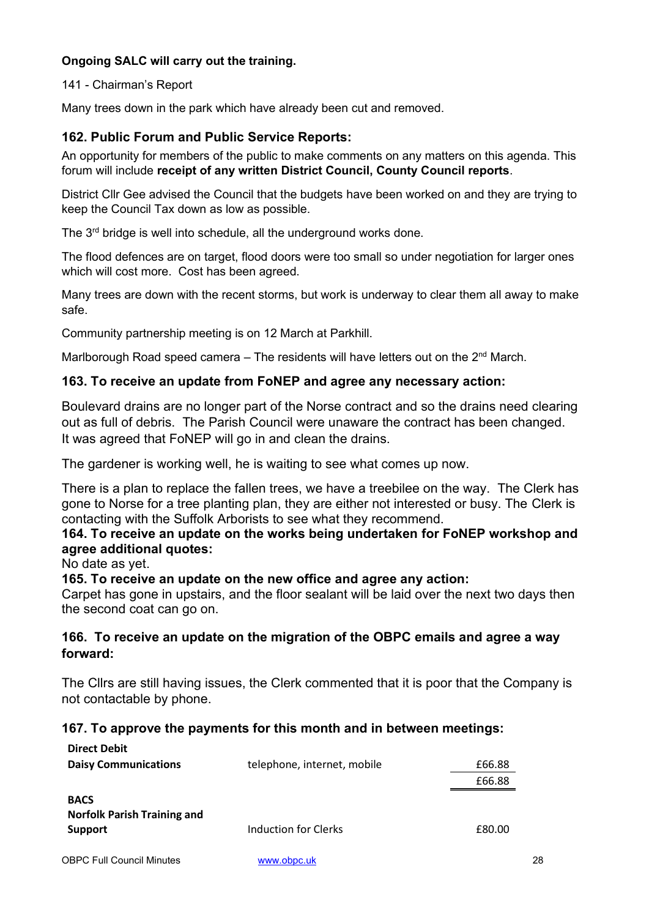**Ongoing SALC will carry out the training.**

141 - Chairman's Report

Many trees down in the park which have already been cut and removed.

### 162. Public Forum and Public Service Reports:

An opportunity for members of the public to make comments on any matters on this agenda. This forum will include **receipt of any written District Council, County Council reports**.

District Cllr Gee advised the Council that the budgets have been worked on and they are trying to keep the Council Tax down as low as possible.

The 3rd bridge is well into schedule, all the underground works done.

The flood defences are on target, flood doors were too small so under negotiation for larger ones which will cost more. Cost has been agreed.

Many trees are down with the recent storms, but work is underway to clear them all away to make safe.

Community partnership meeting is on 12 March at Parkhill.

Marlborough Road speed camera – The residents will have letters out on the 2nd March.

### 163. To receive an update from FoNEP and agree any necessary action:

Boulevard drains are no longer part of the Norse contract and so the drains need clearing out as full of debris. The Parish Council were unaware the contract has been changed. It was agreed that FoNEP will go in and clean the drains.

The gardener is working well, he is waiting to see what comes up now.

There is a plan to replace the fallen trees, we have a treebilee on the way. The Clerk has gone to Norse for a tree planting plan, they are either not interested or busy. The Clerk is contacting with the Suffolk Arborists to see what they recommend.

### 164. To receive an update on the works being undertaken for FoNEP workshop and agree additional quotes:

No date as yet.

### 165. To receive an update on the new office and agree any action:

Carpet has gone in upstairs, and the floor sealant will be laid over the next two days then the second coat can go on.

### 166. To receive an update on the migration of the OBPC emails and agree a way forward:

The Cllrs are still having issues, the Clerk commented that it is poor that the Company is not contactable by phone.

### 167. To approve the payments for this month and in between meetings:

| | | |
|---|---|---|
| **Direct Debit** | | |
| **Daisy Communications** | telephone, internet, mobile | £66.88 |
| | | £66.88 |
| **BACS** | | |
| **Norfolk Parish Training and Support** | Induction for Clerks | £80.00 |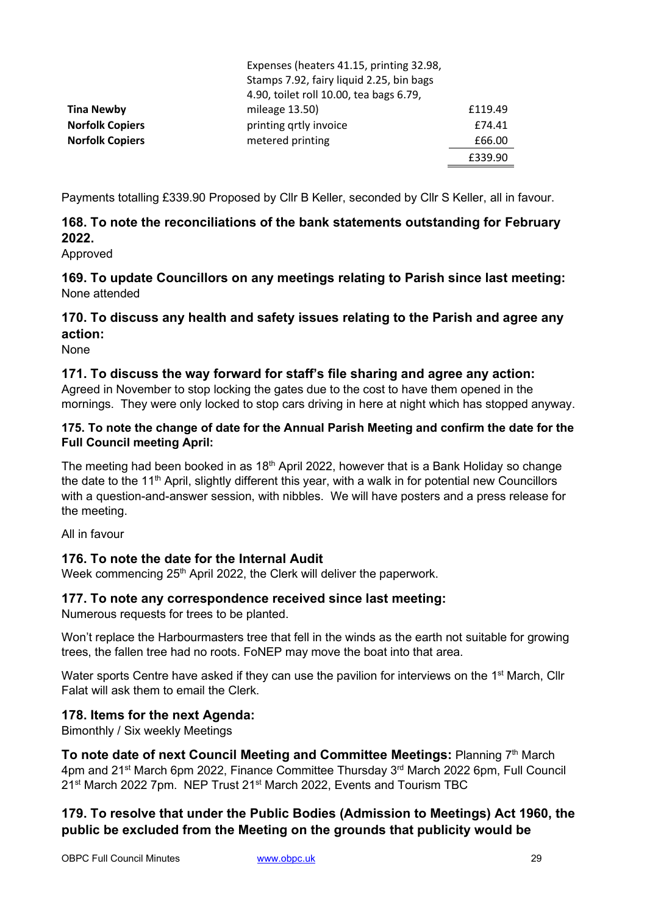| | | |
|---|---|---|
| **Tina Newby** | Expenses (heaters 41.15, printing 32.98, Stamps 7.92, fairy liquid 2.25, bin bags 4.90, toilet roll 10.00, tea bags 6.79, mileage 13.50) | £119.49 |
| **Norfolk Copiers** | printing qrtly invoice | £74.41 |
| **Norfolk Copiers** | metered printing | £66.00 |
| | | £339.90 |

Payments totalling £339.90 Proposed by Cllr B Keller, seconded by Cllr S Keller, all in favour.

### 168. To note the reconciliations of the bank statements outstanding for February 2022.

Approved

### 169. To update Councillors on any meetings relating to Parish since last meeting:

None attended

### 170. To discuss any health and safety issues relating to the Parish and agree any action:

None

### 171. To discuss the way forward for staff's file sharing and agree any action:

Agreed in November to stop locking the gates due to the cost to have them opened in the mornings. They were only locked to stop cars driving in here at night which has stopped anyway.

#### 175. To note the change of date for the Annual Parish Meeting and confirm the date for the Full Council meeting April:

The meeting had been booked in as 18th April 2022, however that is a Bank Holiday so change the date to the 11th April, slightly different this year, with a walk in for potential new Councillors with a question-and-answer session, with nibbles. We will have posters and a press release for the meeting.

All in favour

### 176. To note the date for the Internal Audit

Week commencing 25th April 2022, the Clerk will deliver the paperwork.

### 177. To note any correspondence received since last meeting:

Numerous requests for trees to be planted.

Won't replace the Harbourmasters tree that fell in the winds as the earth not suitable for growing trees, the fallen tree had no roots. FoNEP may move the boat into that area.

Water sports Centre have asked if they can use the pavilion for interviews on the 1st March, Cllr Falat will ask them to email the Clerk.

### 178. Items for the next Agenda:

Bimonthly / Six weekly Meetings

**To note date of next Council Meeting and Committee Meetings:** Planning 7th March 4pm and 21st March 6pm 2022, Finance Committee Thursday 3rd March 2022 6pm, Full Council 21st March 2022 7pm. NEP Trust 21st March 2022, Events and Tourism TBC

### 179. To resolve that under the Public Bodies (Admission to Meetings) Act 1960, the public be excluded from the Meeting on the grounds that publicity would be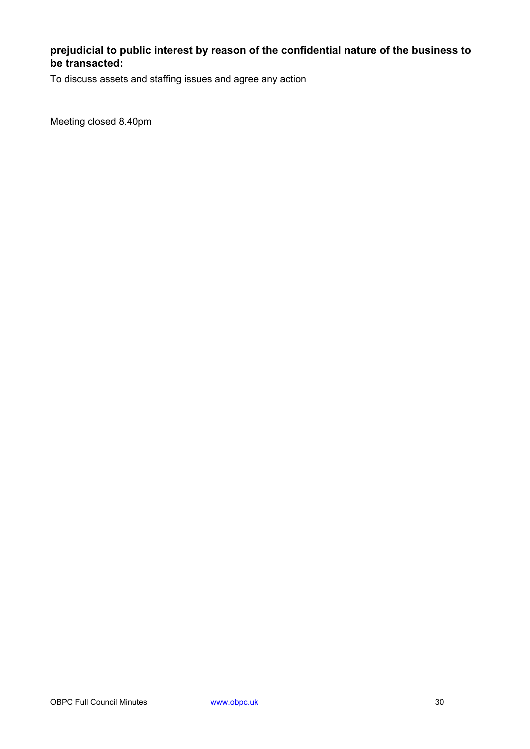**prejudicial to public interest by reason of the confidential nature of the business to be transacted:**

To discuss assets and staffing issues and agree any action

Meeting closed 8.40pm